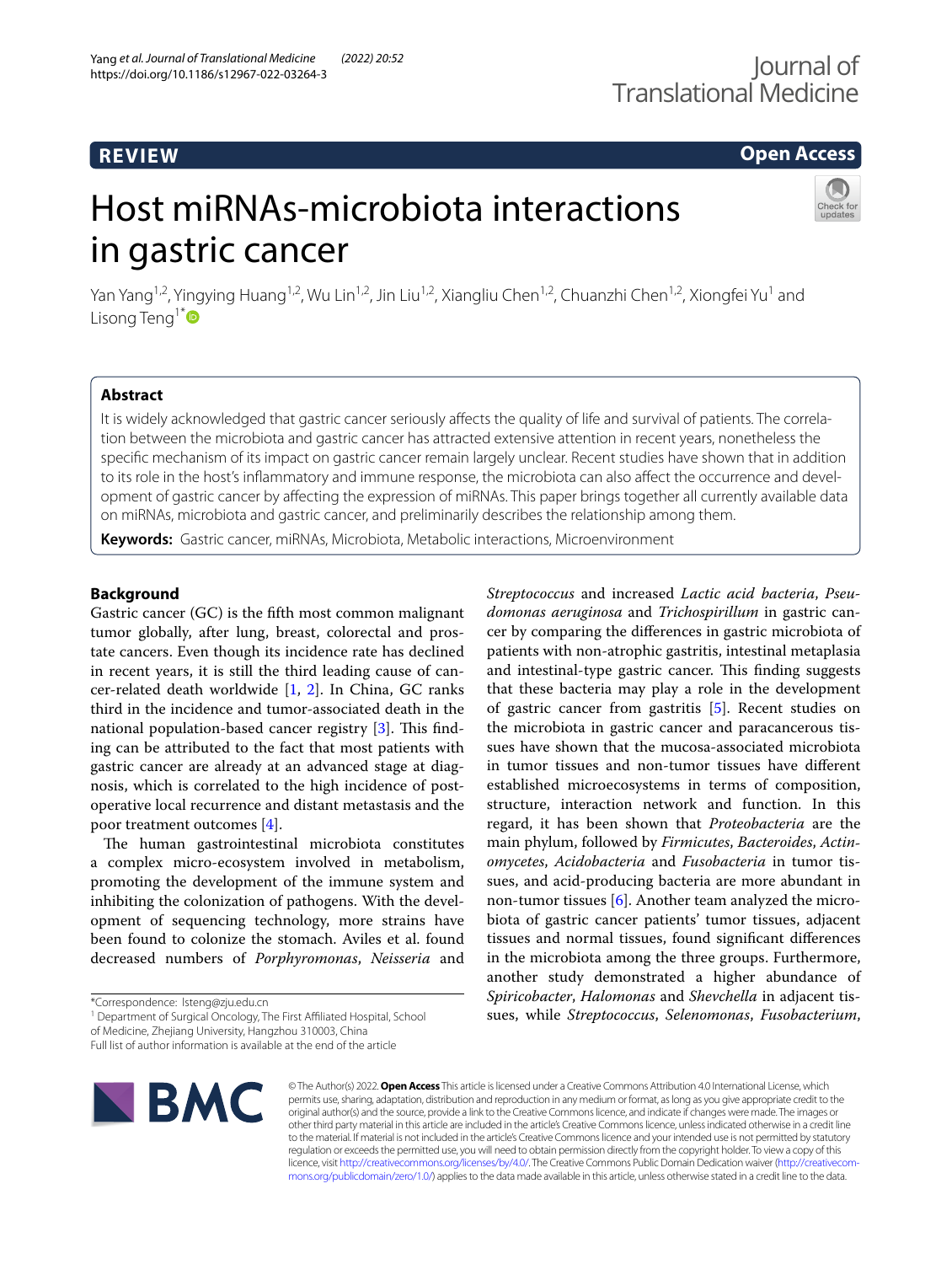REVIEW

Open Access

# Host miRNAs-microbiota interactions in gastric cancer

Yan Yang[1,2], Yingying Huang[1,2], Wu Lin[1,2], Jin Liu[1,2], Xiangliu Chen[1,2], Chuanzhi Chen[1,2], Xiongfei Yu[1] and Lisong Teng[1*]

## Abstract

It is widely acknowledged that gastric cancer seriously affects the quality of life and survival of patients. The correlation between the microbiota and gastric cancer has attracted extensive attention in recent years, nonetheless the specific mechanism of its impact on gastric cancer remain largely unclear. Recent studies have shown that in addition to its role in the host's inflammatory and immune response, the microbiota can also affect the occurrence and development of gastric cancer by affecting the expression of miRNAs. This paper brings together all currently available data on miRNAs, microbiota and gastric cancer, and preliminarily describes the relationship among them.

**Keywords:** Gastric cancer, miRNAs, Microbiota, Metabolic interactions, Microenvironment

## Background

Gastric cancer (GC) is the fifth most common malignant tumor globally, after lung, breast, colorectal and prostate cancers. Even though its incidence rate has declined in recent years, it is still the third leading cause of cancer-related death worldwide [1, 2]. In China, GC ranks third in the incidence and tumor-associated death in the national population-based cancer registry [3]. This finding can be attributed to the fact that most patients with gastric cancer are already at an advanced stage at diagnosis, which is correlated to the high incidence of postoperative local recurrence and distant metastasis and the poor treatment outcomes [4].

The human gastrointestinal microbiota constitutes a complex micro-ecosystem involved in metabolism, promoting the development of the immune system and inhibiting the colonization of pathogens. With the development of sequencing technology, more strains have been found to colonize the stomach. Aviles et al. found decreased numbers of *Porphyromonas*, *Neisseria* and *Streptococcus* and increased *Lactic acid bacteria*, *Pseudomonas aeruginosa* and *Trichospirillum* in gastric cancer by comparing the differences in gastric microbiota of patients with non-atrophic gastritis, intestinal metaplasia and intestinal-type gastric cancer. This finding suggests that these bacteria may play a role in the development of gastric cancer from gastritis [5]. Recent studies on the microbiota in gastric cancer and paracancerous tissues have shown that the mucosa-associated microbiota in tumor tissues and non-tumor tissues have different established microecosystems in terms of composition, structure, interaction network and function. In this regard, it has been shown that *Proteobacteria* are the main phylum, followed by *Firmicutes*, *Bacteroides*, *Actinomycetes*, *Acidobacteria* and *Fusobacteria* in tumor tissues, and acid-producing bacteria are more abundant in non-tumor tissues [6]. Another team analyzed the microbiota of gastric cancer patients' tumor tissues, adjacent tissues and normal tissues, found significant differences in the microbiota among the three groups. Furthermore, another study demonstrated a higher abundance of *Spiricobacter*, *Halomonas* and *Shevchella* in adjacent tissues, while *Streptococcus*, *Selenomonas*, *Fusobacterium*,

*Correspondence: lsteng@zju.edu.cn
[1] Department of Surgical Oncology, The First Affiliated Hospital, School of Medicine, Zhejiang University, Hangzhou 310003, China
Full list of author information is available at the end of the article

© The Author(s) 2022. **Open Access** This article is licensed under a Creative Commons Attribution 4.0 International License, which permits use, sharing, adaptation, distribution and reproduction in any medium or format, as long as you give appropriate credit to the original author(s) and the source, provide a link to the Creative Commons licence, and indicate if changes were made. The images or other third party material in this article are included in the article's Creative Commons licence, unless indicated otherwise in a credit line to the material. If material is not included in the article's Creative Commons licence and your intended use is not permitted by statutory regulation or exceeds the permitted use, you will need to obtain permission directly from the copyright holder. To view a copy of this licence, visit http://creativecommons.org/licenses/by/4.0/. The Creative Commons Public Domain Dedication waiver (http://creativecommons.org/publicdomain/zero/1.0/) applies to the data made available in this article, unless otherwise stated in a credit line to the data.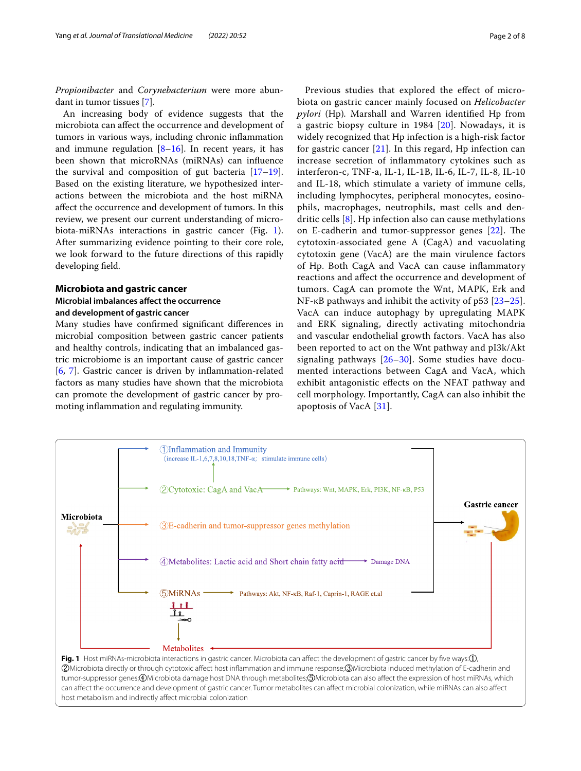*Propionibacter* and *Corynebacterium* were more abundant in tumor tissues [7].

An increasing body of evidence suggests that the microbiota can affect the occurrence and development of tumors in various ways, including chronic inflammation and immune regulation [8–16]. In recent years, it has been shown that microRNAs (miRNAs) can influence the survival and composition of gut bacteria [17–19]. Based on the existing literature, we hypothesized interactions between the microbiota and the host miRNA affect the occurrence and development of tumors. In this review, we present our current understanding of microbiota-miRNAs interactions in gastric cancer (Fig. 1). After summarizing evidence pointing to their core role, we look forward to the future directions of this rapidly developing field.

## Microbiota and gastric cancer

### Microbial imbalances affect the occurrence and development of gastric cancer

Many studies have confirmed significant differences in microbial composition between gastric cancer patients and healthy controls, indicating that an imbalanced gastric microbiome is an important cause of gastric cancer [6, 7]. Gastric cancer is driven by inflammation-related factors as many studies have shown that the microbiota can promote the development of gastric cancer by promoting inflammation and regulating immunity.

Previous studies that explored the effect of microbiota on gastric cancer mainly focused on *Helicobacter pylori* (Hp). Marshall and Warren identified Hp from a gastric biopsy culture in 1984 [20]. Nowadays, it is widely recognized that Hp infection is a high-risk factor for gastric cancer [21]. In this regard, Hp infection can increase secretion of inflammatory cytokines such as interferon-c, TNF-a, IL-1, IL-1B, IL-6, IL-7, IL-8, IL-10 and IL-18, which stimulate a variety of immune cells, including lymphocytes, peripheral monocytes, eosinophils, macrophages, neutrophils, mast cells and dendritic cells [8]. Hp infection also can cause methylations on E-cadherin and tumor-suppressor genes [22]. The cytotoxin-associated gene A (CagA) and vacuolating cytotoxin gene (VacA) are the main virulence factors of Hp. Both CagA and VacA can cause inflammatory reactions and affect the occurrence and development of tumors. CagA can promote the Wnt, MAPK, Erk and NF-κB pathways and inhibit the activity of p53 [23–25]. VacA can induce autophagy by upregulating MAPK and ERK signaling, directly activating mitochondria and vascular endothelial growth factors. VacA has also been reported to act on the Wnt pathway and pI3k/Akt signaling pathways [26–30]. Some studies have documented interactions between CagA and VacA, which exhibit antagonistic effects on the NFAT pathway and cell morphology. Importantly, CagA can also inhibit the apoptosis of VacA [31].

**Fig. 1** Host miRNAs-microbiota interactions in gastric cancer. Microbiota can affect the development of gastric cancer by five ways:①, ②Microbiota directly or through cytotoxic affect host inflammation and immune response;③Microbiota induced methylation of E-cadherin and tumor-suppressor genes;④Microbiota damage host DNA through metabolites;⑤Microbiota can also affect the expression of host miRNAs, which can affect the occurrence and development of gastric cancer. Tumor metabolites can affect microbial colonization, while miRNAs can also affect host metabolism and indirectly affect microbial colonization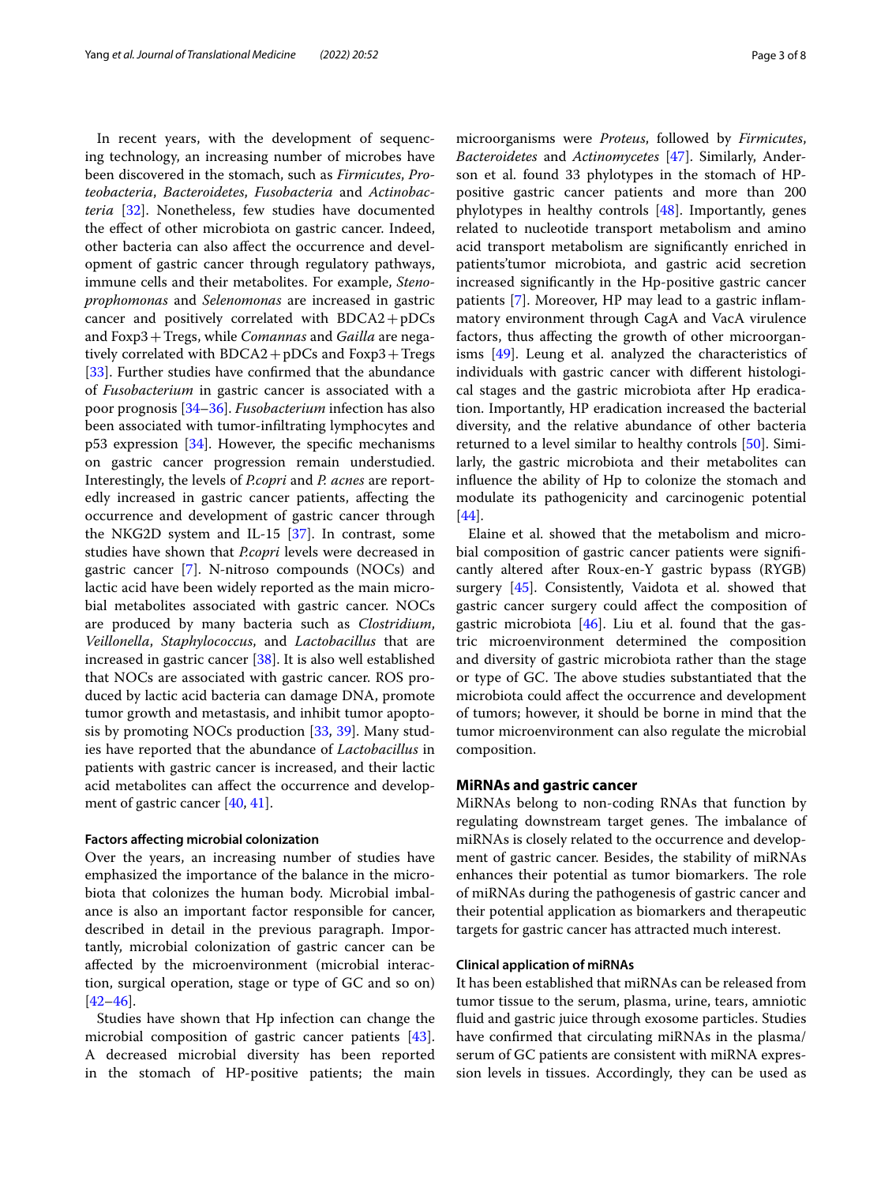In recent years, with the development of sequencing technology, an increasing number of microbes have been discovered in the stomach, such as *Firmicutes*, *Proteobacteria*, *Bacteroidetes*, *Fusobacteria* and *Actinobacteria* [32]. Nonetheless, few studies have documented the effect of other microbiota on gastric cancer. Indeed, other bacteria can also affect the occurrence and development of gastric cancer through regulatory pathways, immune cells and their metabolites. For example, *Stenoprophomonas* and *Selenomonas* are increased in gastric cancer and positively correlated with BDCA2 + pDCs and Foxp3 + Tregs, while *Comannas* and *Gailla* are negatively correlated with BDCA2 + pDCs and Foxp3 + Tregs [33]. Further studies have confirmed that the abundance of *Fusobacterium* in gastric cancer is associated with a poor prognosis [34–36]. *Fusobacterium* infection has also been associated with tumor-infiltrating lymphocytes and p53 expression [34]. However, the specific mechanisms on gastric cancer progression remain understudied. Interestingly, the levels of *P.copri* and *P. acnes* are reportedly increased in gastric cancer patients, affecting the occurrence and development of gastric cancer through the NKG2D system and IL-15 [37]. In contrast, some studies have shown that *P.copri* levels were decreased in gastric cancer [7]. N-nitroso compounds (NOCs) and lactic acid have been widely reported as the main microbial metabolites associated with gastric cancer. NOCs are produced by many bacteria such as *Clostridium*, *Veillonella*, *Staphylococcus*, and *Lactobacillus* that are increased in gastric cancer [38]. It is also well established that NOCs are associated with gastric cancer. ROS produced by lactic acid bacteria can damage DNA, promote tumor growth and metastasis, and inhibit tumor apoptosis by promoting NOCs production [33, 39]. Many studies have reported that the abundance of *Lactobacillus* in patients with gastric cancer is increased, and their lactic acid metabolites can affect the occurrence and development of gastric cancer [40, 41].

### Factors affecting microbial colonization

Over the years, an increasing number of studies have emphasized the importance of the balance in the microbiota that colonizes the human body. Microbial imbalance is also an important factor responsible for cancer, described in detail in the previous paragraph. Importantly, microbial colonization of gastric cancer can be affected by the microenvironment (microbial interaction, surgical operation, stage or type of GC and so on) [42–46].

Studies have shown that Hp infection can change the microbial composition of gastric cancer patients [43]. A decreased microbial diversity has been reported in the stomach of HP-positive patients; the main microorganisms were *Proteus*, followed by *Firmicutes*, *Bacteroidetes* and *Actinomycetes* [47]. Similarly, Andersson et al. found 33 phylotypes in the stomach of HP-positive gastric cancer patients and more than 200 phylotypes in healthy controls [48]. Importantly, genes related to nucleotide transport metabolism and amino acid transport metabolism are significantly enriched in patients'tumor microbiota, and gastric acid secretion increased significantly in the Hp-positive gastric cancer patients [7]. Moreover, HP may lead to a gastric inflammatory environment through CagA and VacA virulence factors, thus affecting the growth of other microorganisms [49]. Leung et al. analyzed the characteristics of individuals with gastric cancer with different histological stages and the gastric microbiota after Hp eradication. Importantly, HP eradication increased the bacterial diversity, and the relative abundance of other bacteria returned to a level similar to healthy controls [50]. Similarly, the gastric microbiota and their metabolites can influence the ability of Hp to colonize the stomach and modulate its pathogenicity and carcinogenic potential [44].

Elaine et al. showed that the metabolism and microbial composition of gastric cancer patients were significantly altered after Roux-en-Y gastric bypass (RYGB) surgery [45]. Consistently, Vaidota et al. showed that gastric cancer surgery could affect the composition of gastric microbiota [46]. Liu et al. found that the gastric microenvironment determined the composition and diversity of gastric microbiota rather than the stage or type of GC. The above studies substantiated that the microbiota could affect the occurrence and development of tumors; however, it should be borne in mind that the tumor microenvironment can also regulate the microbial composition.

## MiRNAs and gastric cancer

MiRNAs belong to non-coding RNAs that function by regulating downstream target genes. The imbalance of miRNAs is closely related to the occurrence and development of gastric cancer. Besides, the stability of miRNAs enhances their potential as tumor biomarkers. The role of miRNAs during the pathogenesis of gastric cancer and their potential application as biomarkers and therapeutic targets for gastric cancer has attracted much interest.

### Clinical application of miRNAs

It has been established that miRNAs can be released from tumor tissue to the serum, plasma, urine, tears, amniotic fluid and gastric juice through exosome particles. Studies have confirmed that circulating miRNAs in the plasma/serum of GC patients are consistent with miRNA expression levels in tissues. Accordingly, they can be used as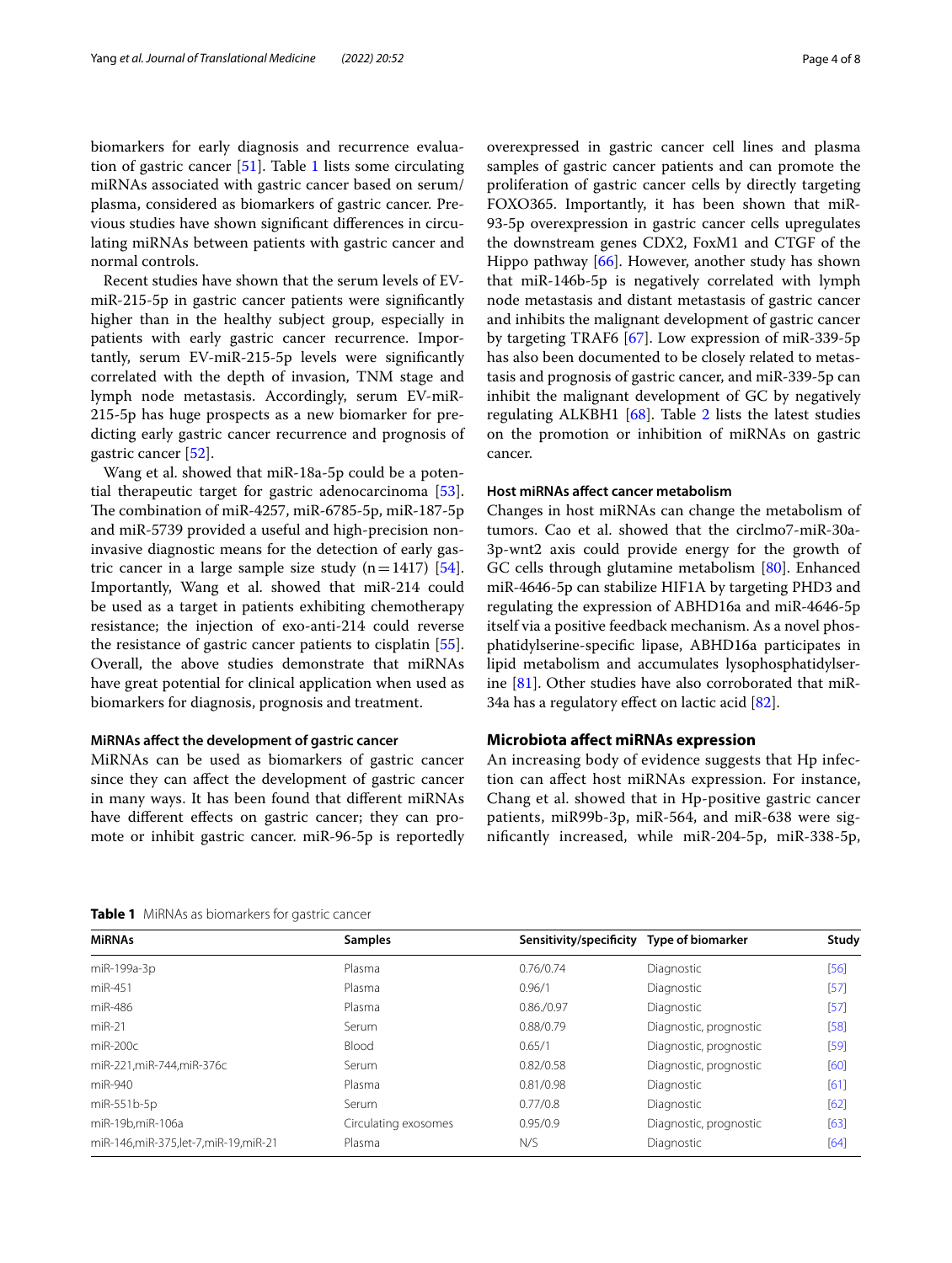biomarkers for early diagnosis and recurrence evaluation of gastric cancer [51]. Table 1 lists some circulating miRNAs associated with gastric cancer based on serum/plasma, considered as biomarkers of gastric cancer. Previous studies have shown significant differences in circulating miRNAs between patients with gastric cancer and normal controls.

Recent studies have shown that the serum levels of EV-miR-215-5p in gastric cancer patients were significantly higher than in the healthy subject group, especially in patients with early gastric cancer recurrence. Importantly, serum EV-miR-215-5p levels were significantly correlated with the depth of invasion, TNM stage and lymph node metastasis. Accordingly, serum EV-miR-215-5p has huge prospects as a new biomarker for predicting early gastric cancer recurrence and prognosis of gastric cancer [52].

Wang et al. showed that miR-18a-5p could be a potential therapeutic target for gastric adenocarcinoma [53]. The combination of miR-4257, miR-6785-5p, miR-187-5p and miR-5739 provided a useful and high-precision non-invasive diagnostic means for the detection of early gastric cancer in a large sample size study (n = 1417) [54]. Importantly, Wang et al. showed that miR-214 could be used as a target in patients exhibiting chemotherapy resistance; the injection of exo-anti-214 could reverse the resistance of gastric cancer patients to cisplatin [55]. Overall, the above studies demonstrate that miRNAs have great potential for clinical application when used as biomarkers for diagnosis, prognosis and treatment.

### MiRNAs affect the development of gastric cancer

MiRNAs can be used as biomarkers of gastric cancer since they can affect the development of gastric cancer in many ways. It has been found that different miRNAs have different effects on gastric cancer; they can promote or inhibit gastric cancer. miR-96-5p is reportedly overexpressed in gastric cancer cell lines and plasma samples of gastric cancer patients and can promote the proliferation of gastric cancer cells by directly targeting FOXO365. Importantly, it has been shown that miR-93-5p overexpression in gastric cancer cells upregulates the downstream genes CDX2, FoxM1 and CTGF of the Hippo pathway [66]. However, another study has shown that miR-146b-5p is negatively correlated with lymph node metastasis and distant metastasis of gastric cancer and inhibits the malignant development of gastric cancer by targeting TRAF6 [67]. Low expression of miR-339-5p has also been documented to be closely related to metastasis and prognosis of gastric cancer, and miR-339-5p can inhibit the malignant development of GC by negatively regulating ALKBH1 [68]. Table 2 lists the latest studies on the promotion or inhibition of miRNAs on gastric cancer.

### Host miRNAs affect cancer metabolism

Changes in host miRNAs can change the metabolism of tumors. Cao et al. showed that the circlmo7-miR-30a-3p-wnt2 axis could provide energy for the growth of GC cells through glutamine metabolism [80]. Enhanced miR-4646-5p can stabilize HIF1A by targeting PHD3 and regulating the expression of ABHD16a and miR-4646-5p itself via a positive feedback mechanism. As a novel phosphatidylserine-specific lipase, ABHD16a participates in lipid metabolism and accumulates lysophosphatidylserine [81]. Other studies have also corroborated that miR-34a has a regulatory effect on lactic acid [82].

## Microbiota affect miRNAs expression

An increasing body of evidence suggests that Hp infection can affect host miRNAs expression. For instance, Chang et al. showed that in Hp-positive gastric cancer patients, miR99b-3p, miR-564, and miR-638 were significantly increased, while miR-204-5p, miR-338-5p,

**Table 1** MiRNAs as biomarkers for gastric cancer

| MiRNAs | Samples | Sensitivity/specificity | Type of biomarker | Study |
|---|---|---|---|---|
| miR-199a-3p | Plasma | 0.76/0.74 | Diagnostic | [56] |
| miR-451 | Plasma | 0.96/1 | Diagnostic | [57] |
| miR-486 | Plasma | 0.86./0.97 | Diagnostic | [57] |
| miR-21 | Serum | 0.88/0.79 | Diagnostic, prognostic | [58] |
| miR-200c | Blood | 0.65/1 | Diagnostic, prognostic | [59] |
| miR-221,miR-744,miR-376c | Serum | 0.82/0.58 | Diagnostic, prognostic | [60] |
| miR-940 | Plasma | 0.81/0.98 | Diagnostic | [61] |
| miR-551b-5p | Serum | 0.77/0.8 | Diagnostic | [62] |
| miR-19b,miR-106a | Circulating exosomes | 0.95/0.9 | Diagnostic, prognostic | [63] |
| miR-146,miR-375,let-7,miR-19,miR-21 | Plasma | N/S | Diagnostic | [64] |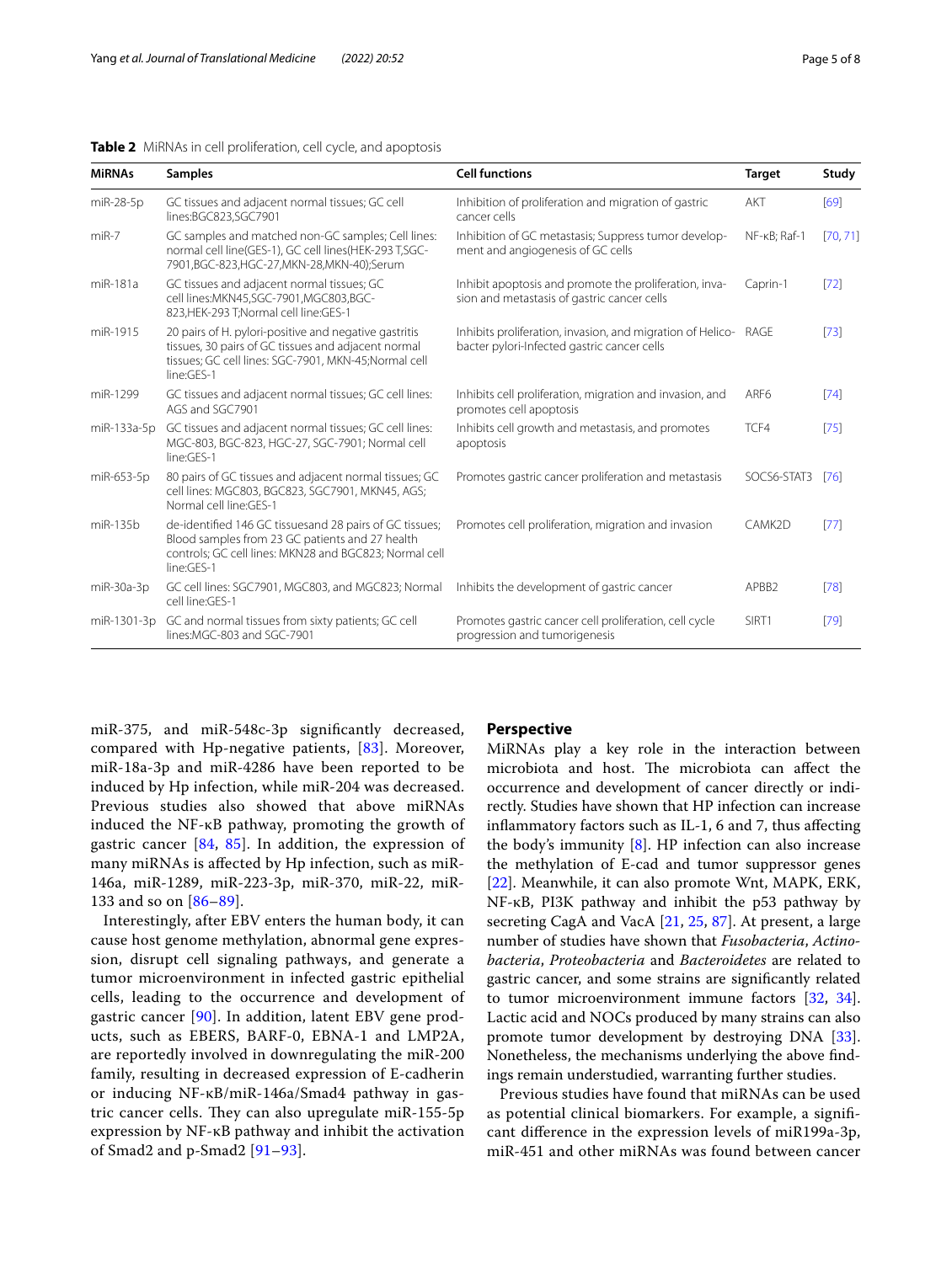**Table 2** MiRNAs in cell proliferation, cell cycle, and apoptosis

| MiRNAs | Samples | Cell functions | Target | Study |
|---|---|---|---|---|
| miR-28-5p | GC tissues and adjacent normal tissues; GC cell lines:BGC823,SGC7901 | Inhibition of proliferation and migration of gastric cancer cells | AKT | [69] |
| miR-7 | GC samples and matched non-GC samples; Cell lines: normal cell line(GES-1), GC cell lines(HEK-293 T,SGC-7901,BGC-823,HGC-27,MKN-28,MKN-40);Serum | Inhibition of GC metastasis; Suppress tumor development and angiogenesis of GC cells | NF-κB; Raf-1 | [70, 71] |
| miR-181a | GC tissues and adjacent normal tissues; GC cell lines:MKN45,SGC-7901,MGC803,BGC-823,HEK-293 T;Normal cell line:GES-1 | Inhibit apoptosis and promote the proliferation, invasion and metastasis of gastric cancer cells | Caprin-1 | [72] |
| miR-1915 | 20 pairs of H. pylori-positive and negative gastritis tissues, 30 pairs of GC tissues and adjacent normal tissues; GC cell lines: SGC-7901, MKN-45;Normal cell line:GES-1 | Inhibits proliferation, invasion, and migration of Helicobacter pylori-Infected gastric cancer cells | RAGE | [73] |
| miR-1299 | GC tissues and adjacent normal tissues; GC cell lines: AGS and SGC7901 | Inhibits cell proliferation, migration and invasion, and promotes cell apoptosis | ARF6 | [74] |
| miR-133a-5p | GC tissues and adjacent normal tissues; GC cell lines: MGC-803, BGC-823, HGC-27, SGC-7901; Normal cell line:GES-1 | Inhibits cell growth and metastasis, and promotes apoptosis | TCF4 | [75] |
| miR-653-5p | 80 pairs of GC tissues and adjacent normal tissues; GC cell lines: MGC803, BGC823, SGC7901, MKN45, AGS; Normal cell line:GES-1 | Promotes gastric cancer proliferation and metastasis | SOCS6-STAT3 | [76] |
| miR-135b | de-identified 146 GC tissuesand 28 pairs of GC tissues; Blood samples from 23 GC patients and 27 health controls; GC cell lines: MKN28 and BGC823; Normal cell line:GES-1 | Promotes cell proliferation, migration and invasion | CAMK2D | [77] |
| miR-30a-3p | GC cell lines: SGC7901, MGC803, and MGC823; Normal cell line:GES-1 | Inhibits the development of gastric cancer | APBB2 | [78] |
| miR-1301-3p | GC and normal tissues from sixty patients; GC cell lines:MGC-803 and SGC-7901 | Promotes gastric cancer cell proliferation, cell cycle progression and tumorigenesis | SIRT1 | [79] |

miR-375, and miR-548c-3p significantly decreased, compared with Hp-negative patients, [83]. Moreover, miR-18a-3p and miR-4286 have been reported to be induced by Hp infection, while miR-204 was decreased. Previous studies also showed that above miRNAs induced the NF-κB pathway, promoting the growth of gastric cancer [84, 85]. In addition, the expression of many miRNAs is affected by Hp infection, such as miR-146a, miR-1289, miR-223-3p, miR-370, miR-22, miR-133 and so on [86–89].

Interestingly, after EBV enters the human body, it can cause host genome methylation, abnormal gene expression, disrupt cell signaling pathways, and generate a tumor microenvironment in infected gastric epithelial cells, leading to the occurrence and development of gastric cancer [90]. In addition, latent EBV gene products, such as EBERS, BARF-0, EBNA-1 and LMP2A, are reportedly involved in downregulating the miR-200 family, resulting in decreased expression of E-cadherin or inducing NF-κB/miR-146a/Smad4 pathway in gastric cancer cells. They can also upregulate miR-155-5p expression by NF-κB pathway and inhibit the activation of Smad2 and p-Smad2 [91–93].

## Perspective

MiRNAs play a key role in the interaction between microbiota and host. The microbiota can affect the occurrence and development of cancer directly or indirectly. Studies have shown that HP infection can increase inflammatory factors such as IL-1, 6 and 7, thus affecting the body's immunity [8]. HP infection can also increase the methylation of E-cad and tumor suppressor genes [22]. Meanwhile, it can also promote Wnt, MAPK, ERK, NF-κB, PI3K pathway and inhibit the p53 pathway by secreting CagA and VacA [21, 25, 87]. At present, a large number of studies have shown that *Fusobacteria*, *Actinobacteria*, *Proteobacteria* and *Bacteroidetes* are related to gastric cancer, and some strains are significantly related to tumor microenvironment immune factors [32, 34]. Lactic acid and NOCs produced by many strains can also promote tumor development by destroying DNA [33]. Nonetheless, the mechanisms underlying the above findings remain understudied, warranting further studies.

Previous studies have found that miRNAs can be used as potential clinical biomarkers. For example, a significant difference in the expression levels of miR199a-3p, miR-451 and other miRNAs was found between cancer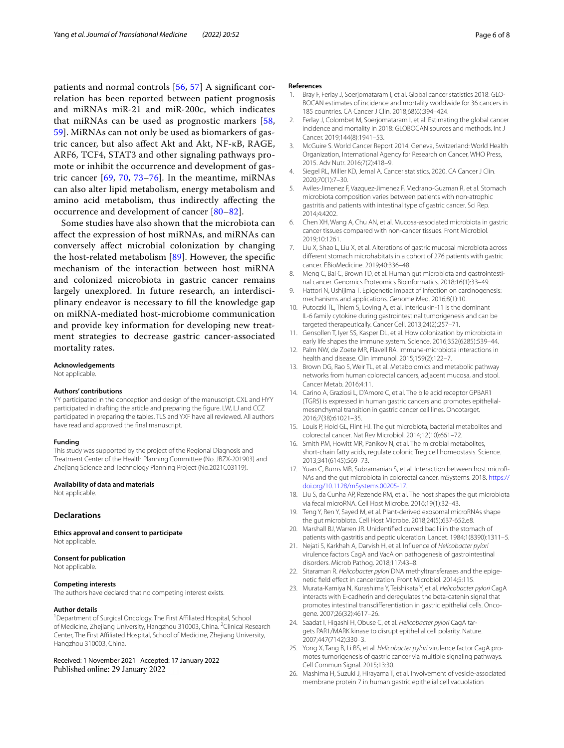patients and normal controls [56, 57] A significant correlation has been reported between patient prognosis and miRNAs miR-21 and miR-200c, which indicates that miRNAs can be used as prognostic markers [58, 59]. MiRNAs can not only be used as biomarkers of gastric cancer, but also affect Akt and Akt, NF-κB, RAGE, ARF6, TCF4, STAT3 and other signaling pathways promote or inhibit the occurrence and development of gastric cancer [69, 70, 73–76]. In the meantime, miRNAs can also alter lipid metabolism, energy metabolism and amino acid metabolism, thus indirectly affecting the occurrence and development of cancer [80–82].

Some studies have also shown that the microbiota can affect the expression of host miRNAs, and miRNAs can conversely affect microbial colonization by changing the host-related metabolism [89]. However, the specific mechanism of the interaction between host miRNA and colonized microbiota in gastric cancer remains largely unexplored. In future research, an interdisciplinary endeavor is necessary to fill the knowledge gap on miRNA-mediated host-microbiome communication and provide key information for developing new treatment strategies to decrease gastric cancer-associated mortality rates.

#### Acknowledgements
Not applicable.

#### Authors' contributions
YY participated in the conception and design of the manuscript. CXL and HYY participated in drafting the article and preparing the figure. LW, LJ and CCZ participated in preparing the tables. TLS and YXF have all reviewed. All authors have read and approved the final manuscript.

#### Funding
This study was supported by the project of the Regional Diagnosis and Treatment Center of the Health Planning Committee (No. JBZX-201903) and Zhejiang Science and Technology Planning Project (No.2021C03119).

#### Availability of data and materials
Not applicable.

## Declarations

#### Ethics approval and consent to participate
Not applicable.

#### Consent for publication
Not applicable.

#### Competing interests
The authors have declared that no competing interest exists.

#### Author details
[1] Department of Surgical Oncology, The First Affiliated Hospital, School of Medicine, Zhejiang University, Hangzhou 310003, China. [2] Clinical Research Center, The First Affiliated Hospital, School of Medicine, Zhejiang University, Hangzhou 310003, China.

Received: 1 November 2021 Accepted: 17 January 2022
Published online: 29 January 2022

#### References
1. Bray F, Ferlay J, Soerjomataram I, et al. Global cancer statistics 2018: GLOBOCAN estimates of incidence and mortality worldwide for 36 cancers in 185 countries. CA Cancer J Clin. 2018;68(6):394–424.
2. Ferlay J, Colombet M, Soerjomataram I, et al. Estimating the global cancer incidence and mortality in 2018: GLOBOCAN sources and methods. Int J Cancer. 2019;144(8):1941–53.
3. McGuire S. World Cancer Report 2014. Geneva, Switzerland: World Health Organization, International Agency for Research on Cancer, WHO Press, 2015. Adv Nutr. 2016;7(2):418–9.
4. Siegel RL, Miller KD, Jemal A. Cancer statistics, 2020. CA Cancer J Clin. 2020;70(1):7–30.
5. Aviles-Jimenez F, Vazquez-Jimenez F, Medrano-Guzman R, et al. Stomach microbiota composition varies between patients with non-atrophic gastritis and patients with intestinal type of gastric cancer. Sci Rep. 2014;4:4202.
6. Chen XH, Wang A, Chu AN, et al. Mucosa-associated microbiota in gastric cancer tissues compared with non-cancer tissues. Front Microbiol. 2019;10:1261.
7. Liu X, Shao L, Liu X, et al. Alterations of gastric mucosal microbiota across different stomach microhabitats in a cohort of 276 patients with gastric cancer. EBioMedicine. 2019;40:336–48.
8. Meng C, Bai C, Brown TD, et al. Human gut microbiota and gastrointestinal cancer. Genomics Proteomics Bioinformatics. 2018;16(1):33–49.
9. Hattori N, Ushijima T. Epigenetic impact of infection on carcinogenesis: mechanisms and applications. Genome Med. 2016;8(1):10.
10. Putoczki TL, Thiem S, Loving A, et al. Interleukin-11 is the dominant IL-6 family cytokine during gastrointestinal tumorigenesis and can be targeted therapeutically. Cancer Cell. 2013;24(2):257–71.
11. Gensollen T, Iyer SS, Kasper DL, et al. How colonization by microbiota in early life shapes the immune system. Science. 2016;352(6285):539–44.
12. Palm NW, de Zoete MR, Flavell RA. Immune-microbiota interactions in health and disease. Clin Immunol. 2015;159(2):122–7.
13. Brown DG, Rao S, Weir TL, et al. Metabolomics and metabolic pathway networks from human colorectal cancers, adjacent mucosa, and stool. Cancer Metab. 2016;4:11.
14. Carino A, Graziosi L, D'Amore C, et al. The bile acid receptor GPBAR1 (TGR5) is expressed in human gastric cancers and promotes epithelial-mesenchymal transition in gastric cancer cell lines. Oncotarget. 2016;7(38):61021–35.
15. Louis P, Hold GL, Flint HJ. The gut microbiota, bacterial metabolites and colorectal cancer. Nat Rev Microbiol. 2014;12(10):661–72.
16. Smith PM, Howitt MR, Panikov N, et al. The microbial metabolites, short-chain fatty acids, regulate colonic Treg cell homeostasis. Science. 2013;341(6145):569–73.
17. Yuan C, Burns MB, Subramanian S, et al. Interaction between host microRNAs and the gut microbiota in colorectal cancer. mSystems. 2018. https://doi.org/10.1128/mSystems.00205-17.
18. Liu S, da Cunha AP, Rezende RM, et al. The host shapes the gut microbiota via fecal microRNA. Cell Host Microbe. 2016;19(1):32–43.
19. Teng Y, Ren Y, Sayed M, et al. Plant-derived exosomal microRNAs shape the gut microbiota. Cell Host Microbe. 2018;24(5):637-652.e8.
20. Marshall BJ, Warren JR. Unidentified curved bacilli in the stomach of patients with gastritis and peptic ulceration. Lancet. 1984;1(8390):1311–5.
21. Nejati S, Karkhah A, Darvish H, et al. Influence of *Helicobacter pylori* virulence factors CagA and VacA on pathogenesis of gastrointestinal disorders. Microb Pathog. 2018;117:43–8.
22. Sitaraman R. *Helicobacter pylori* DNA methyltransferases and the epigenetic field effect in cancerization. Front Microbiol. 2014;5:115.
23. Murata-Kamiya N, Kurashima Y, Teishikata Y, et al. *Helicobacter pylori* CagA interacts with E-cadherin and deregulates the beta-catenin signal that promotes intestinal transdifferentiation in gastric epithelial cells. Oncogene. 2007;26(32):4617–26.
24. Saadat I, Higashi H, Obuse C, et al. *Helicobacter pylori* CagA targets PAR1/MARK kinase to disrupt epithelial cell polarity. Nature. 2007;447(7142):330–3.
25. Yong X, Tang B, Li BS, et al. *Helicobacter pylori* virulence factor CagA promotes tumorigenesis of gastric cancer via multiple signaling pathways. Cell Commun Signal. 2015;13:30.
26. Mashima H, Suzuki J, Hirayama T, et al. Involvement of vesicle-associated membrane protein 7 in human gastric epithelial cell vacuolation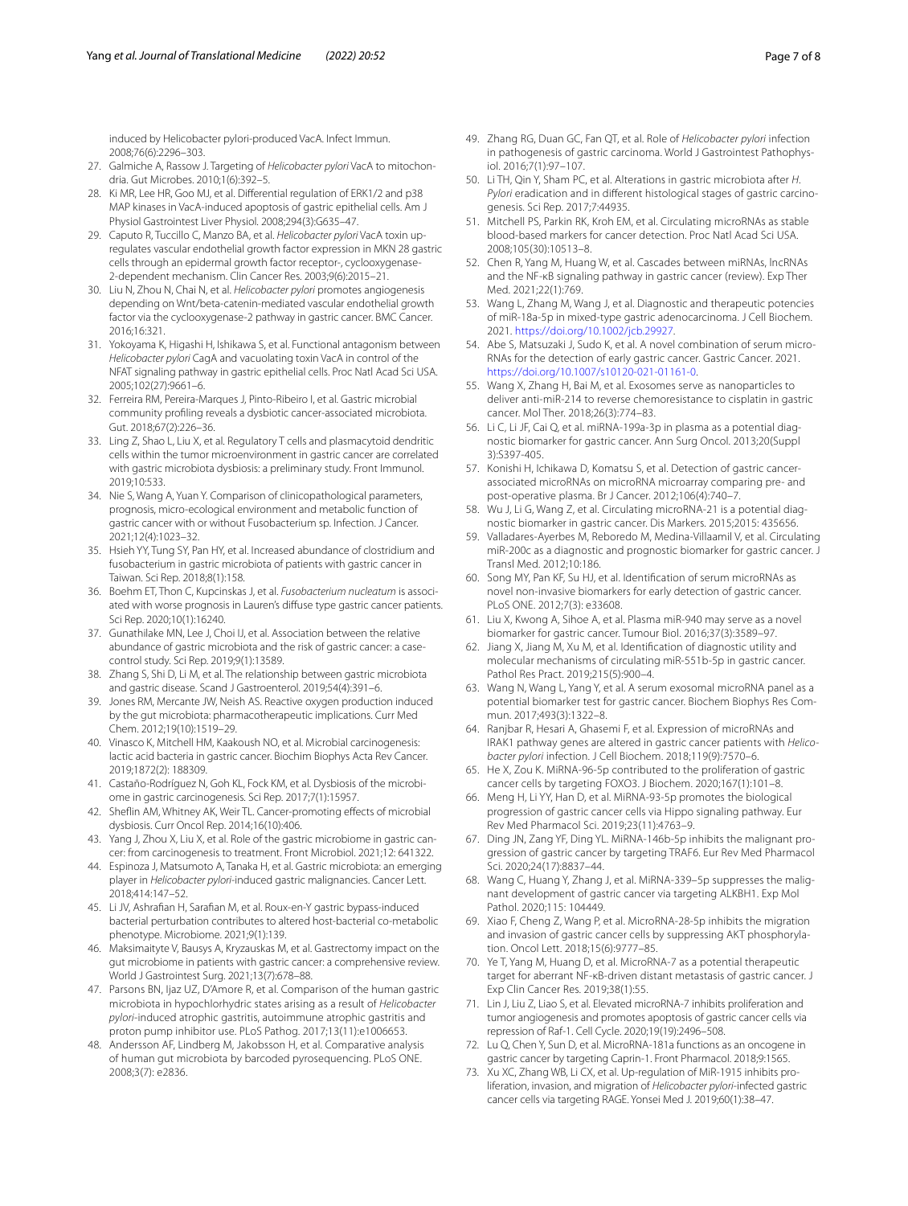induced by Helicobacter pylori-produced VacA. Infect Immun. 2008;76(6):2296–303.

27. Galmiche A, Rassow J. Targeting of *Helicobacter pylori* VacA to mitochondria. Gut Microbes. 2010;1(6):392–5.
28. Ki MR, Lee HR, Goo MJ, et al. Differential regulation of ERK1/2 and p38 MAP kinases in VacA-induced apoptosis of gastric epithelial cells. Am J Physiol Gastrointest Liver Physiol. 2008;294(3):G635–47.
29. Caputo R, Tuccillo C, Manzo BA, et al. *Helicobacter pylori* VacA toxin up-regulates vascular endothelial growth factor expression in MKN 28 gastric cells through an epidermal growth factor receptor-, cyclooxygenase-2-dependent mechanism. Clin Cancer Res. 2003;9(6):2015–21.
30. Liu N, Zhou N, Chai N, et al. *Helicobacter pylori* promotes angiogenesis depending on Wnt/beta-catenin-mediated vascular endothelial growth factor via the cyclooxygenase-2 pathway in gastric cancer. BMC Cancer. 2016;16:321.
31. Yokoyama K, Higashi H, Ishikawa S, et al. Functional antagonism between *Helicobacter pylori* CagA and vacuolating toxin VacA in control of the NFAT signaling pathway in gastric epithelial cells. Proc Natl Acad Sci USA. 2005;102(27):9661–6.
32. Ferreira RM, Pereira-Marques J, Pinto-Ribeiro I, et al. Gastric microbial community profiling reveals a dysbiotic cancer-associated microbiota. Gut. 2018;67(2):226–36.
33. Ling Z, Shao L, Liu X, et al. Regulatory T cells and plasmacytoid dendritic cells within the tumor microenvironment in gastric cancer are correlated with gastric microbiota dysbiosis: a preliminary study. Front Immunol. 2019;10:533.
34. Nie S, Wang A, Yuan Y. Comparison of clinicopathological parameters, prognosis, micro-ecological environment and metabolic function of gastric cancer with or without Fusobacterium sp. Infection. J Cancer. 2021;12(4):1023–32.
35. Hsieh YY, Tung SY, Pan HY, et al. Increased abundance of clostridium and fusobacterium in gastric microbiota of patients with gastric cancer in Taiwan. Sci Rep. 2018;8(1):158.
36. Boehm ET, Thon C, Kupcinskas J, et al. *Fusobacterium nucleatum* is associated with worse prognosis in Lauren's diffuse type gastric cancer patients. Sci Rep. 2020;10(1):16240.
37. Gunathilake MN, Lee J, Choi IJ, et al. Association between the relative abundance of gastric microbiota and the risk of gastric cancer: a case-control study. Sci Rep. 2019;9(1):13589.
38. Zhang S, Shi D, Li M, et al. The relationship between gastric microbiota and gastric disease. Scand J Gastroenterol. 2019;54(4):391–6.
39. Jones RM, Mercante JW, Neish AS. Reactive oxygen production induced by the gut microbiota: pharmacotherapeutic implications. Curr Med Chem. 2012;19(10):1519–29.
40. Vinasco K, Mitchell HM, Kaakoush NO, et al. Microbial carcinogenesis: lactic acid bacteria in gastric cancer. Biochim Biophys Acta Rev Cancer. 2019;1872(2): 188309.
41. Castaño-Rodríguez N, Goh KL, Fock KM, et al. Dysbiosis of the microbiome in gastric carcinogenesis. Sci Rep. 2017;7(1):15957.
42. Sheflin AM, Whitney AK, Weir TL. Cancer-promoting effects of microbial dysbiosis. Curr Oncol Rep. 2014;16(10):406.
43. Yang J, Zhou X, Liu X, et al. Role of the gastric microbiome in gastric cancer: from carcinogenesis to treatment. Front Microbiol. 2021;12: 641322.
44. Espinoza J, Matsumoto A, Tanaka H, et al. Gastric microbiota: an emerging player in *Helicobacter pylori*-induced gastric malignancies. Cancer Lett. 2018;414:147–52.
45. Li JV, Ashrafian H, Sarafian M, et al. Roux-en-Y gastric bypass-induced bacterial perturbation contributes to altered host-bacterial co-metabolic phenotype. Microbiome. 2021;9(1):139.
46. Maksimaityte V, Bausys A, Kryzauskas M, et al. Gastrectomy impact on the gut microbiome in patients with gastric cancer: a comprehensive review. World J Gastrointest Surg. 2021;13(7):678–88.
47. Parsons BN, Ijaz UZ, D'Amore R, et al. Comparison of the human gastric microbiota in hypochlorhydric states arising as a result of *Helicobacter pylori*-induced atrophic gastritis, autoimmune atrophic gastritis and proton pump inhibitor use. PLoS Pathog. 2017;13(11):e1006653.
48. Andersson AF, Lindberg M, Jakobsson H, et al. Comparative analysis of human gut microbiota by barcoded pyrosequencing. PLoS ONE. 2008;3(7): e2836.
49. Zhang RG, Duan GC, Fan QT, et al. Role of *Helicobacter pylori* infection in pathogenesis of gastric carcinoma. World J Gastrointest Pathophysiol. 2016;7(1):97–107.
50. Li TH, Qin Y, Sham PC, et al. Alterations in gastric microbiota after *H. Pylori* eradication and in different histological stages of gastric carcinogenesis. Sci Rep. 2017;7:44935.
51. Mitchell PS, Parkin RK, Kroh EM, et al. Circulating microRNAs as stable blood-based markers for cancer detection. Proc Natl Acad Sci USA. 2008;105(30):10513–8.
52. Chen R, Yang M, Huang W, et al. Cascades between miRNAs, lncRNAs and the NF-κB signaling pathway in gastric cancer (review). Exp Ther Med. 2021;22(1):769.
53. Wang L, Zhang M, Wang J, et al. Diagnostic and therapeutic potencies of miR-18a-5p in mixed-type gastric adenocarcinoma. J Cell Biochem. 2021. https://doi.org/10.1002/jcb.29927.
54. Abe S, Matsuzaki J, Sudo K, et al. A novel combination of serum microRNAs for the detection of early gastric cancer. Gastric Cancer. 2021. https://doi.org/10.1007/s10120-021-01161-0.
55. Wang X, Zhang H, Bai M, et al. Exosomes serve as nanoparticles to deliver anti-miR-214 to reverse chemoresistance to cisplatin in gastric cancer. Mol Ther. 2018;26(3):774–83.
56. Li C, Li JF, Cai Q, et al. miRNA-199a-3p in plasma as a potential diagnostic biomarker for gastric cancer. Ann Surg Oncol. 2013;20(Suppl 3):S397-405.
57. Konishi H, Ichikawa D, Komatsu S, et al. Detection of gastric cancer-associated microRNAs on microRNA microarray comparing pre- and post-operative plasma. Br J Cancer. 2012;106(4):740–7.
58. Wu J, Li G, Wang Z, et al. Circulating microRNA-21 is a potential diagnostic biomarker in gastric cancer. Dis Markers. 2015;2015: 435656.
59. Valladares-Ayerbes M, Reboredo M, Medina-Villaamil V, et al. Circulating miR-200c as a diagnostic and prognostic biomarker for gastric cancer. J Transl Med. 2012;10:186.
60. Song MY, Pan KF, Su HJ, et al. Identification of serum microRNAs as novel non-invasive biomarkers for early detection of gastric cancer. PLoS ONE. 2012;7(3): e33608.
61. Liu X, Kwong A, Sihoe A, et al. Plasma miR-940 may serve as a novel biomarker for gastric cancer. Tumour Biol. 2016;37(3):3589–97.
62. Jiang X, Jiang M, Xu M, et al. Identification of diagnostic utility and molecular mechanisms of circulating miR-551b-5p in gastric cancer. Pathol Res Pract. 2019;215(5):900–4.
63. Wang N, Wang L, Yang Y, et al. A serum exosomal microRNA panel as a potential biomarker test for gastric cancer. Biochem Biophys Res Commun. 2017;493(3):1322–8.
64. Ranjbar R, Hesari A, Ghasemi F, et al. Expression of microRNAs and IRAK1 pathway genes are altered in gastric cancer patients with *Helicobacter pylori* infection. J Cell Biochem. 2018;119(9):7570–6.
65. He X, Zou K. MiRNA-96-5p contributed to the proliferation of gastric cancer cells by targeting FOXO3. J Biochem. 2020;167(1):101–8.
66. Meng H, Li YY, Han D, et al. MiRNA-93-5p promotes the biological progression of gastric cancer cells via Hippo signaling pathway. Eur Rev Med Pharmacol Sci. 2019;23(11):4763–9.
67. Ding JN, Zang YF, Ding YL. MiRNA-146b-5p inhibits the malignant progression of gastric cancer by targeting TRAF6. Eur Rev Med Pharmacol Sci. 2020;24(17):8837–44.
68. Wang C, Huang Y, Zhang J, et al. MiRNA-339–5p suppresses the malignant development of gastric cancer via targeting ALKBH1. Exp Mol Pathol. 2020;115: 104449.
69. Xiao F, Cheng Z, Wang P, et al. MicroRNA-28-5p inhibits the migration and invasion of gastric cancer cells by suppressing AKT phosphorylation. Oncol Lett. 2018;15(6):9777–85.
70. Ye T, Yang M, Huang D, et al. MicroRNA-7 as a potential therapeutic target for aberrant NF-κB-driven distant metastasis of gastric cancer. J Exp Clin Cancer Res. 2019;38(1):55.
71. Lin J, Liu Z, Liao S, et al. Elevated microRNA-7 inhibits proliferation and tumor angiogenesis and promotes apoptosis of gastric cancer cells via repression of Raf-1. Cell Cycle. 2020;19(19):2496–508.
72. Lu Q, Chen Y, Sun D, et al. MicroRNA-181a functions as an oncogene in gastric cancer by targeting Caprin-1. Front Pharmacol. 2018;9:1565.
73. Xu XC, Zhang WB, Li CX, et al. Up-regulation of MiR-1915 inhibits proliferation, invasion, and migration of *Helicobacter pylori*-infected gastric cancer cells via targeting RAGE. Yonsei Med J. 2019;60(1):38–47.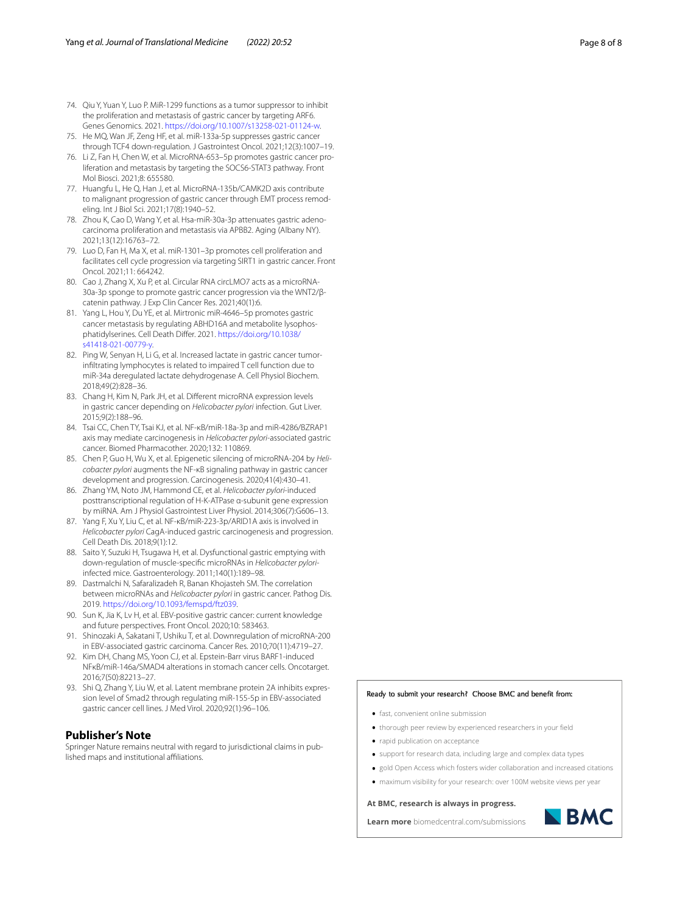74. Qiu Y, Yuan Y, Luo P. MiR-1299 functions as a tumor suppressor to inhibit the proliferation and metastasis of gastric cancer by targeting ARF6. Genes Genomics. 2021. https://doi.org/10.1007/s13258-021-01124-w.
75. He MQ, Wan JF, Zeng HF, et al. miR-133a-5p suppresses gastric cancer through TCF4 down-regulation. J Gastrointest Oncol. 2021;12(3):1007–19.
76. Li Z, Fan H, Chen W, et al. MicroRNA-653–5p promotes gastric cancer proliferation and metastasis by targeting the SOCS6-STAT3 pathway. Front Mol Biosci. 2021;8: 655580.
77. Huangfu L, He Q, Han J, et al. MicroRNA-135b/CAMK2D axis contribute to malignant progression of gastric cancer through EMT process remodeling. Int J Biol Sci. 2021;17(8):1940–52.
78. Zhou K, Cao D, Wang Y, et al. Hsa-miR-30a-3p attenuates gastric adenocarcinoma proliferation and metastasis via APBB2. Aging (Albany NY). 2021;13(12):16763–72.
79. Luo D, Fan H, Ma X, et al. miR-1301–3p promotes cell proliferation and facilitates cell cycle progression via targeting SIRT1 in gastric cancer. Front Oncol. 2021;11: 664242.
80. Cao J, Zhang X, Xu P, et al. Circular RNA circLMO7 acts as a microRNA-30a-3p sponge to promote gastric cancer progression via the WNT2/β-catenin pathway. J Exp Clin Cancer Res. 2021;40(1):6.
81. Yang L, Hou Y, Du YE, et al. Mirtronic miR-4646–5p promotes gastric cancer metastasis by regulating ABHD16A and metabolite lysophosphatidylserines. Cell Death Differ. 2021. https://doi.org/10.1038/s41418-021-00779-y.
82. Ping W, Senyan H, Li G, et al. Increased lactate in gastric cancer tumor-infiltrating lymphocytes is related to impaired T cell function due to miR-34a deregulated lactate dehydrogenase A. Cell Physiol Biochem. 2018;49(2):828–36.
83. Chang H, Kim N, Park JH, et al. Different microRNA expression levels in gastric cancer depending on *Helicobacter pylori* infection. Gut Liver. 2015;9(2):188–96.
84. Tsai CC, Chen TY, Tsai KJ, et al. NF-κB/miR-18a-3p and miR-4286/BZRAP1 axis may mediate carcinogenesis in *Helicobacter pylori*-associated gastric cancer. Biomed Pharmacother. 2020;132: 110869.
85. Chen P, Guo H, Wu X, et al. Epigenetic silencing of microRNA-204 by *Helicobacter pylori* augments the NF-κB signaling pathway in gastric cancer development and progression. Carcinogenesis. 2020;41(4):430–41.
86. Zhang YM, Noto JM, Hammond CE, et al. *Helicobacter pylori*-induced posttranscriptional regulation of H-K-ATPase α-subunit gene expression by miRNA. Am J Physiol Gastrointest Liver Physiol. 2014;306(7):G606–13.
87. Yang F, Xu Y, Liu C, et al. NF-κB/miR-223-3p/ARID1A axis is involved in *Helicobacter pylori* CagA-induced gastric carcinogenesis and progression. Cell Death Dis. 2018;9(1):12.
88. Saito Y, Suzuki H, Tsugawa H, et al. Dysfunctional gastric emptying with down-regulation of muscle-specific microRNAs in *Helicobacter pylori*-infected mice. Gastroenterology. 2011;140(1):189–98.
89. Dastmalchi N, Safaralizadeh R, Banan Khojasteh SM. The correlation between microRNAs and *Helicobacter pylori* in gastric cancer. Pathog Dis. 2019. https://doi.org/10.1093/femspd/ftz039.
90. Sun K, Jia K, Lv H, et al. EBV-positive gastric cancer: current knowledge and future perspectives. Front Oncol. 2020;10: 583463.
91. Shinozaki A, Sakatani T, Ushiku T, et al. Downregulation of microRNA-200 in EBV-associated gastric carcinoma. Cancer Res. 2010;70(11):4719–27.
92. Kim DH, Chang MS, Yoon CJ, et al. Epstein-Barr virus BARF1-induced NFκB/miR-146a/SMAD4 alterations in stomach cancer cells. Oncotarget. 2016;7(50):82213–27.
93. Shi Q, Zhang Y, Liu W, et al. Latent membrane protein 2A inhibits expression level of Smad2 through regulating miR-155-5p in EBV-associated gastric cancer cell lines. J Med Virol. 2020;92(1):96–106.

## Publisher's Note

Springer Nature remains neutral with regard to jurisdictional claims in published maps and institutional affiliations.

Ready to submit your research? Choose BMC and benefit from:

- fast, convenient online submission
- thorough peer review by experienced researchers in your field
- rapid publication on acceptance
- support for research data, including large and complex data types
- gold Open Access which fosters wider collaboration and increased citations
- maximum visibility for your research: over 100M website views per year

**At BMC, research is always in progress.**

**Learn more** biomedcentral.com/submissions

BMC